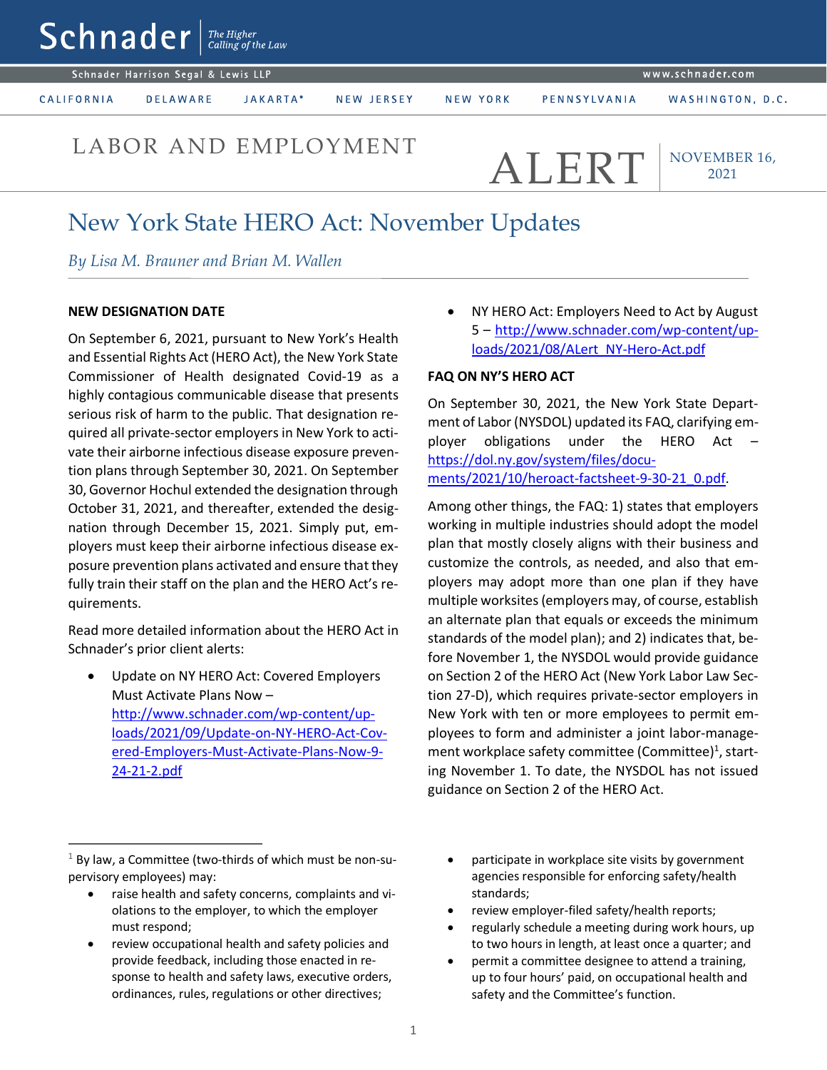# Schnader

*The Higher Calling of the Law*

Schnader Harrison Segal & Lewis LLP — www.schnader.com

CALIFORNIA | DELAWARE | JAKARTA* | NEW JERSEY | NEW YORK | PENNSYLVANIA | WASHINGTON, D.C.

LABOR AND EMPLOYMENT ALERT — NOVEMBER 16, 2021

# New York State HERO Act: November Updates

*By Lisa M. Brauner and Brian M. Wallen*

## NEW DESIGNATION DATE

On September 6, 2021, pursuant to New York's Health and Essential Rights Act (HERO Act), the New York State Commissioner of Health designated Covid-19 as a highly contagious communicable disease that presents serious risk of harm to the public. That designation required all private-sector employers in New York to activate their airborne infectious disease exposure prevention plans through September 30, 2021. On September 30, Governor Hochul extended the designation through October 31, 2021, and thereafter, extended the designation through December 15, 2021. Simply put, employers must keep their airborne infectious disease exposure prevention plans activated and ensure that they fully train their staff on the plan and the HERO Act's requirements.

Read more detailed information about the HERO Act in Schnader's prior client alerts:

- Update on NY HERO Act: Covered Employers Must Activate Plans Now – http://www.schnader.com/wp-content/uploads/2021/09/Update-on-NY-HERO-Act-Covered-Employers-Must-Activate-Plans-Now-9-24-21-2.pdf
- NY HERO Act: Employers Need to Act by August 5 – http://www.schnader.com/wp-content/uploads/2021/08/ALert_NY-Hero-Act.pdf

## FAQ ON NY'S HERO ACT

On September 30, 2021, the New York State Department of Labor (NYSDOL) updated its FAQ, clarifying employer obligations under the HERO Act – https://dol.ny.gov/system/files/documents/2021/10/heroact-factsheet-9-30-21_0.pdf.

Among other things, the FAQ: 1) states that employers working in multiple industries should adopt the model plan that mostly closely aligns with their business and customize the controls, as needed, and also that employers may adopt more than one plan if they have multiple worksites (employers may, of course, establish an alternate plan that equals or exceeds the minimum standards of the model plan); and 2) indicates that, before November 1, the NYSDOL would provide guidance on Section 2 of the HERO Act (New York Labor Law Section 27-D), which requires private-sector employers in New York with ten or more employees to permit employees to form and administer a joint labor-management workplace safety committee (Committee)[1], starting November 1. To date, the NYSDOL has not issued guidance on Section 2 of the HERO Act.

---

[1] By law, a Committee (two-thirds of which must be non-supervisory employees) may:

- raise health and safety concerns, complaints and violations to the employer, to which the employer must respond;
- review occupational health and safety policies and provide feedback, including those enacted in response to health and safety laws, executive orders, ordinances, rules, regulations or other directives;
- participate in workplace site visits by government agencies responsible for enforcing safety/health standards;
- review employer-filed safety/health reports;
- regularly schedule a meeting during work hours, up to two hours in length, at least once a quarter; and
- permit a committee designee to attend a training, up to four hours' paid, on occupational health and safety and the Committee's function.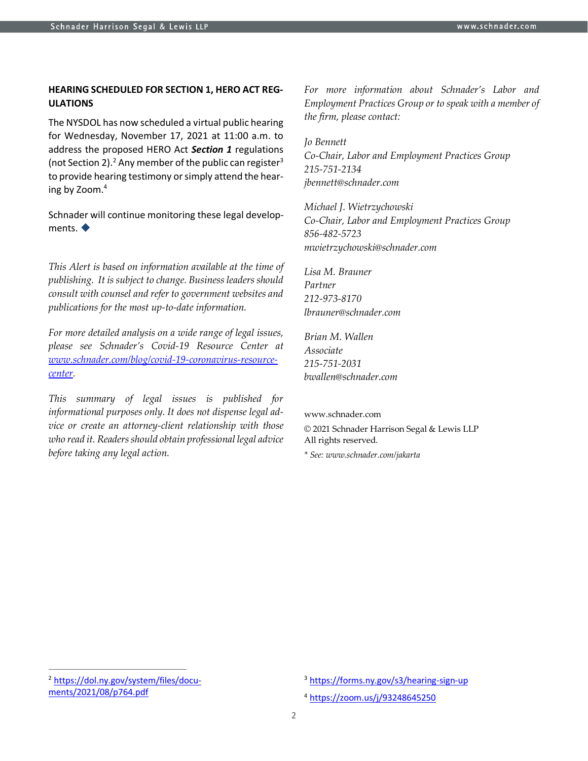## HEARING SCHEDULED FOR SECTION 1, HERO ACT REGULATIONS

The NYSDOL has now scheduled a virtual public hearing for Wednesday, November 17, 2021 at 11:00 a.m. to address the proposed HERO Act ***Section 1*** regulations (not Section 2).[2] Any member of the public can register[3] to provide hearing testimony or simply attend the hearing by Zoom.[4]

Schnader will continue monitoring these legal developments. ◆

*This Alert is based on information available at the time of publishing. It is subject to change. Business leaders should consult with counsel and refer to government websites and publications for the most up-to-date information.*

*For more detailed analysis on a wide range of legal issues, please see Schnader's Covid-19 Resource Center at [www.schnader.com/blog/covid-19-coronavirus-resource-center](www.schnader.com/blog/covid-19-coronavirus-resource-center).*

*This summary of legal issues is published for informational purposes only. It does not dispense legal advice or create an attorney-client relationship with those who read it. Readers should obtain professional legal advice before taking any legal action.*

*For more information about Schnader's Labor and Employment Practices Group or to speak with a member of the firm, please contact:*

*Jo Bennett*
*Co-Chair, Labor and Employment Practices Group*
*215-751-2134*
*jbennett@schnader.com*

*Michael J. Wietrzychowski*
*Co-Chair, Labor and Employment Practices Group*
*856-482-5723*
*mwietrzychowski@schnader.com*

*Lisa M. Brauner*
*Partner*
*212-973-8170*
*lbrauner@schnader.com*

*Brian M. Wallen*
*Associate*
*215-751-2031*
*bwallen@schnader.com*

www.schnader.com
© 2021 Schnader Harrison Segal & Lewis LLP
All rights reserved.

\* *See: www.schnader.com/jakarta*

---

[2] https://dol.ny.gov/system/files/documents/2021/08/p764.pdf

[3] https://forms.ny.gov/s3/hearing-sign-up

[4] https://zoom.us/j/93248645250